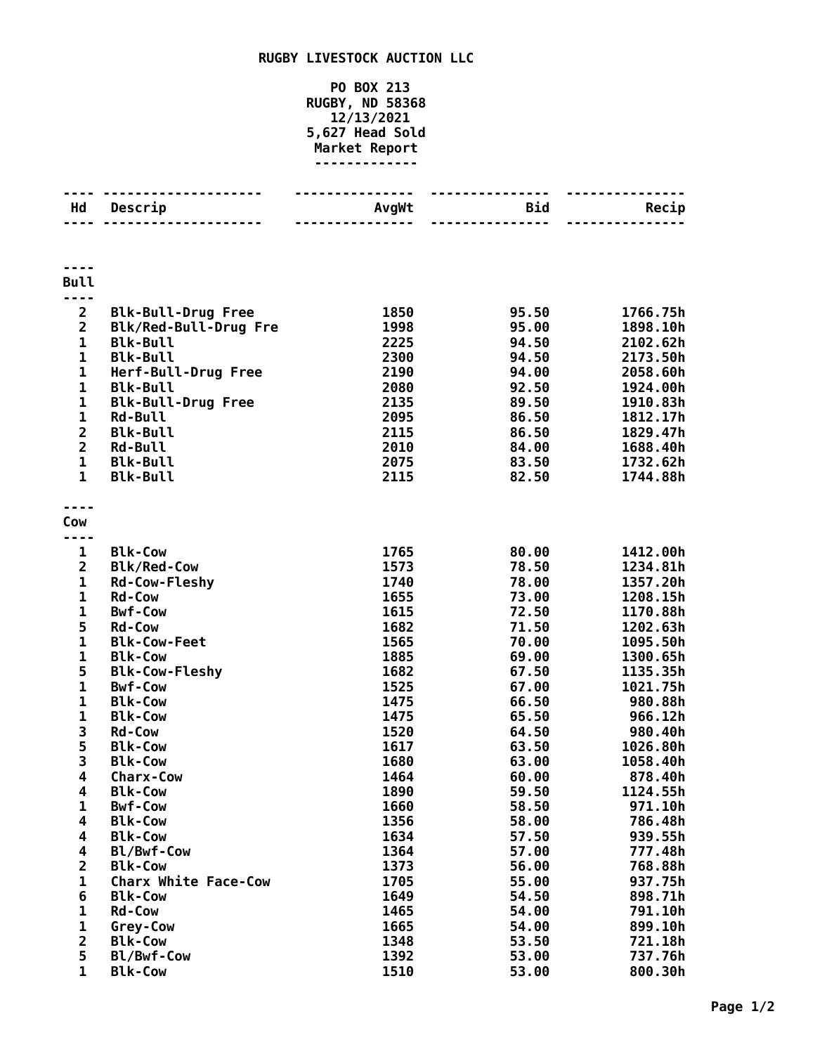# RUGBY LIVESTOCK AUCTION LLC

**PO BOX 213**
**RUGBY, ND 58368**
**12/13/2021**
**5,627 Head Sold**
**Market Report**

| Hd | Descrip | AvgWt | Bid | Recip |
|---|---|---|---|---|
| **Bull** | | | | |
| 2 | Blk-Bull-Drug Free | 1850 | 95.50 | 1766.75h |
| 2 | Blk/Red-Bull-Drug Fre | 1998 | 95.00 | 1898.10h |
| 1 | Blk-Bull | 2225 | 94.50 | 2102.62h |
| 1 | Blk-Bull | 2300 | 94.50 | 2173.50h |
| 1 | Herf-Bull-Drug Free | 2190 | 94.00 | 2058.60h |
| 1 | Blk-Bull | 2080 | 92.50 | 1924.00h |
| 1 | Blk-Bull-Drug Free | 2135 | 89.50 | 1910.83h |
| 1 | Rd-Bull | 2095 | 86.50 | 1812.17h |
| 2 | Blk-Bull | 2115 | 86.50 | 1829.47h |
| 2 | Rd-Bull | 2010 | 84.00 | 1688.40h |
| 1 | Blk-Bull | 2075 | 83.50 | 1732.62h |
| 1 | Blk-Bull | 2115 | 82.50 | 1744.88h |
| **Cow** | | | | |
| 1 | Blk-Cow | 1765 | 80.00 | 1412.00h |
| 2 | Blk/Red-Cow | 1573 | 78.50 | 1234.81h |
| 1 | Rd-Cow-Fleshy | 1740 | 78.00 | 1357.20h |
| 1 | Rd-Cow | 1655 | 73.00 | 1208.15h |
| 1 | Bwf-Cow | 1615 | 72.50 | 1170.88h |
| 5 | Rd-Cow | 1682 | 71.50 | 1202.63h |
| 1 | Blk-Cow-Feet | 1565 | 70.00 | 1095.50h |
| 1 | Blk-Cow | 1885 | 69.00 | 1300.65h |
| 5 | Blk-Cow-Fleshy | 1682 | 67.50 | 1135.35h |
| 1 | Bwf-Cow | 1525 | 67.00 | 1021.75h |
| 1 | Blk-Cow | 1475 | 66.50 | 980.88h |
| 1 | Blk-Cow | 1475 | 65.50 | 966.12h |
| 3 | Rd-Cow | 1520 | 64.50 | 980.40h |
| 5 | Blk-Cow | 1617 | 63.50 | 1026.80h |
| 3 | Blk-Cow | 1680 | 63.00 | 1058.40h |
| 4 | Charx-Cow | 1464 | 60.00 | 878.40h |
| 4 | Blk-Cow | 1890 | 59.50 | 1124.55h |
| 1 | Bwf-Cow | 1660 | 58.50 | 971.10h |
| 4 | Blk-Cow | 1356 | 58.00 | 786.48h |
| 4 | Blk-Cow | 1634 | 57.50 | 939.55h |
| 4 | Bl/Bwf-Cow | 1364 | 57.00 | 777.48h |
| 2 | Blk-Cow | 1373 | 56.00 | 768.88h |
| 1 | Charx White Face-Cow | 1705 | 55.00 | 937.75h |
| 6 | Blk-Cow | 1649 | 54.50 | 898.71h |
| 1 | Rd-Cow | 1465 | 54.00 | 791.10h |
| 1 | Grey-Cow | 1665 | 54.00 | 899.10h |
| 2 | Blk-Cow | 1348 | 53.50 | 721.18h |
| 5 | Bl/Bwf-Cow | 1392 | 53.00 | 737.76h |
| 1 | Blk-Cow | 1510 | 53.00 | 800.30h |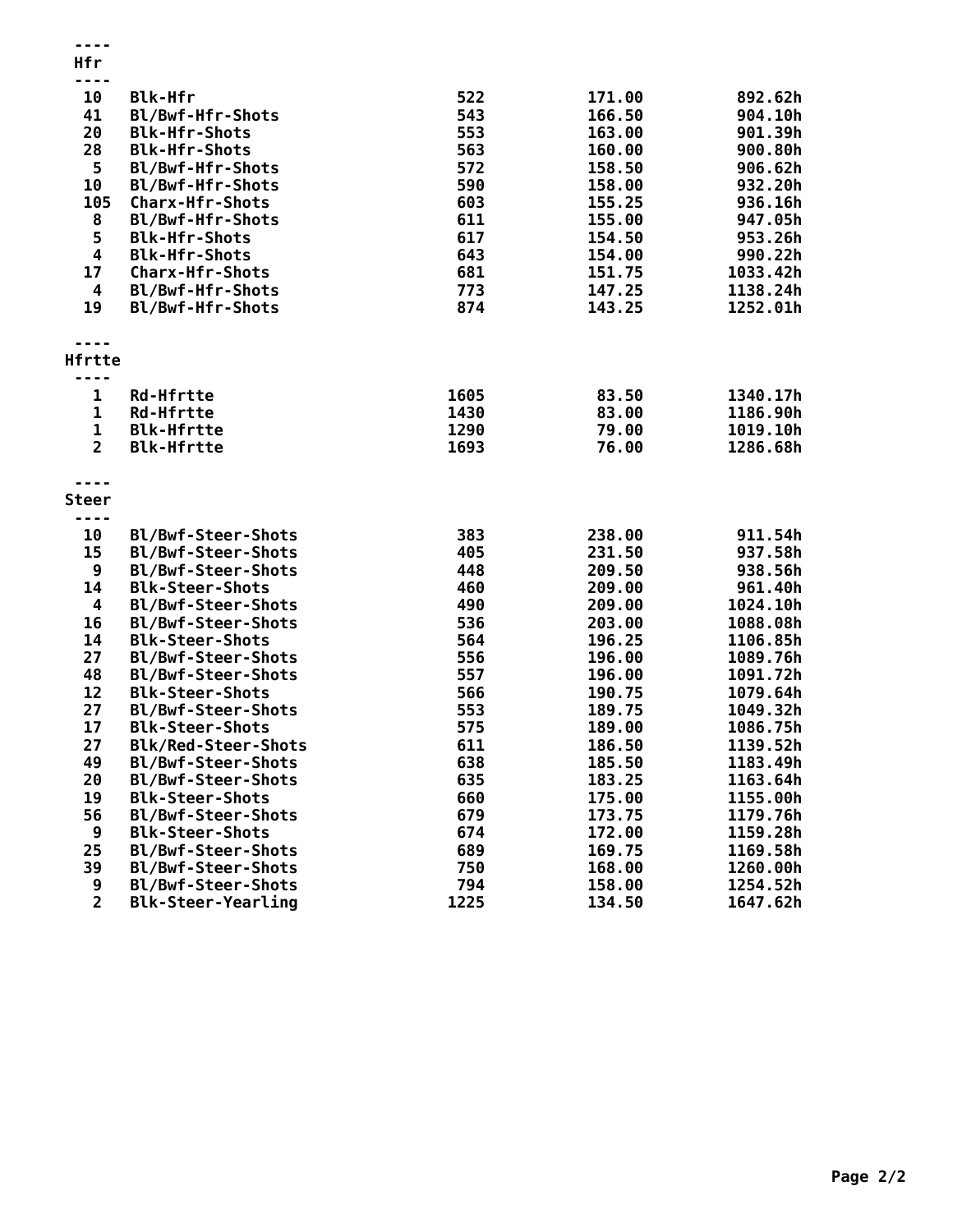----
Hfr
----

| | | | | |
|---|---|---|---|---|
| 10 | Blk-Hfr | 522 | 171.00 | 892.62h |
| 41 | Bl/Bwf-Hfr-Shots | 543 | 166.50 | 904.10h |
| 20 | Blk-Hfr-Shots | 553 | 163.00 | 901.39h |
| 28 | Blk-Hfr-Shots | 563 | 160.00 | 900.80h |
| 5 | Bl/Bwf-Hfr-Shots | 572 | 158.50 | 906.62h |
| 10 | Bl/Bwf-Hfr-Shots | 590 | 158.00 | 932.20h |
| 105 | Charx-Hfr-Shots | 603 | 155.25 | 936.16h |
| 8 | Bl/Bwf-Hfr-Shots | 611 | 155.00 | 947.05h |
| 5 | Blk-Hfr-Shots | 617 | 154.50 | 953.26h |
| 4 | Blk-Hfr-Shots | 643 | 154.00 | 990.22h |
| 17 | Charx-Hfr-Shots | 681 | 151.75 | 1033.42h |
| 4 | Bl/Bwf-Hfr-Shots | 773 | 147.25 | 1138.24h |
| 19 | Bl/Bwf-Hfr-Shots | 874 | 143.25 | 1252.01h |

----
Hfrtte
----

| | | | | |
|---|---|---|---|---|
| 1 | Rd-Hfrtte | 1605 | 83.50 | 1340.17h |
| 1 | Rd-Hfrtte | 1430 | 83.00 | 1186.90h |
| 1 | Blk-Hfrtte | 1290 | 79.00 | 1019.10h |
| 2 | Blk-Hfrtte | 1693 | 76.00 | 1286.68h |

----
Steer
----

| | | | | |
|---|---|---|---|---|
| 10 | Bl/Bwf-Steer-Shots | 383 | 238.00 | 911.54h |
| 15 | Bl/Bwf-Steer-Shots | 405 | 231.50 | 937.58h |
| 9 | Bl/Bwf-Steer-Shots | 448 | 209.50 | 938.56h |
| 14 | Blk-Steer-Shots | 460 | 209.00 | 961.40h |
| 4 | Bl/Bwf-Steer-Shots | 490 | 209.00 | 1024.10h |
| 16 | Bl/Bwf-Steer-Shots | 536 | 203.00 | 1088.08h |
| 14 | Blk-Steer-Shots | 564 | 196.25 | 1106.85h |
| 27 | Bl/Bwf-Steer-Shots | 556 | 196.00 | 1089.76h |
| 48 | Bl/Bwf-Steer-Shots | 557 | 196.00 | 1091.72h |
| 12 | Blk-Steer-Shots | 566 | 190.75 | 1079.64h |
| 27 | Bl/Bwf-Steer-Shots | 553 | 189.75 | 1049.32h |
| 17 | Blk-Steer-Shots | 575 | 189.00 | 1086.75h |
| 27 | Blk/Red-Steer-Shots | 611 | 186.50 | 1139.52h |
| 49 | Bl/Bwf-Steer-Shots | 638 | 185.50 | 1183.49h |
| 20 | Bl/Bwf-Steer-Shots | 635 | 183.25 | 1163.64h |
| 19 | Blk-Steer-Shots | 660 | 175.00 | 1155.00h |
| 56 | Bl/Bwf-Steer-Shots | 679 | 173.75 | 1179.76h |
| 9 | Blk-Steer-Shots | 674 | 172.00 | 1159.28h |
| 25 | Bl/Bwf-Steer-Shots | 689 | 169.75 | 1169.58h |
| 39 | Bl/Bwf-Steer-Shots | 750 | 168.00 | 1260.00h |
| 9 | Bl/Bwf-Steer-Shots | 794 | 158.00 | 1254.52h |
| 2 | Blk-Steer-Yearling | 1225 | 134.50 | 1647.62h |